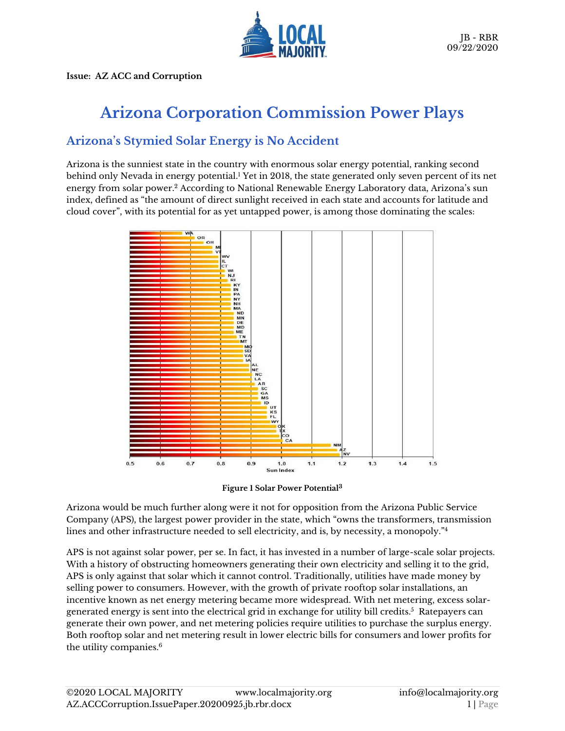Issue: AZ ACC and Corruption

# Arizona Corporation Commission Power Plays

## Arizona's Stymied Solar Energy is No Accident

Arizona is the sunniest state in the country with enormous solar energy potential, ranking second behind only Nevada in energy potential.[1] Yet in 2018, the state generated only seven percent of its net energy from solar power.[2] According to National Renewable Energy Laboratory data, Arizona's sun index, defined as "the amount of direct sunlight received in each state and accounts for latitude and cloud cover", with its potential for as yet untapped power, is among those dominating the scales:

**Figure 1 Solar Power Potential**[3]

Arizona would be much further along were it not for opposition from the Arizona Public Service Company (APS), the largest power provider in the state, which "owns the transformers, transmission lines and other infrastructure needed to sell electricity, and is, by necessity, a monopoly."[4]

APS is not against solar power, per se. In fact, it has invested in a number of large-scale solar projects. With a history of obstructing homeowners generating their own electricity and selling it to the grid, APS is only against that solar which it cannot control. Traditionally, utilities have made money by selling power to consumers. However, with the growth of private rooftop solar installations, an incentive known as net energy metering became more widespread. With net metering, excess solar-generated energy is sent into the electrical grid in exchange for utility bill credits.[5] Ratepayers can generate their own power, and net metering policies require utilities to purchase the surplus energy. Both rooftop solar and net metering result in lower electric bills for consumers and lower profits for the utility companies.[6]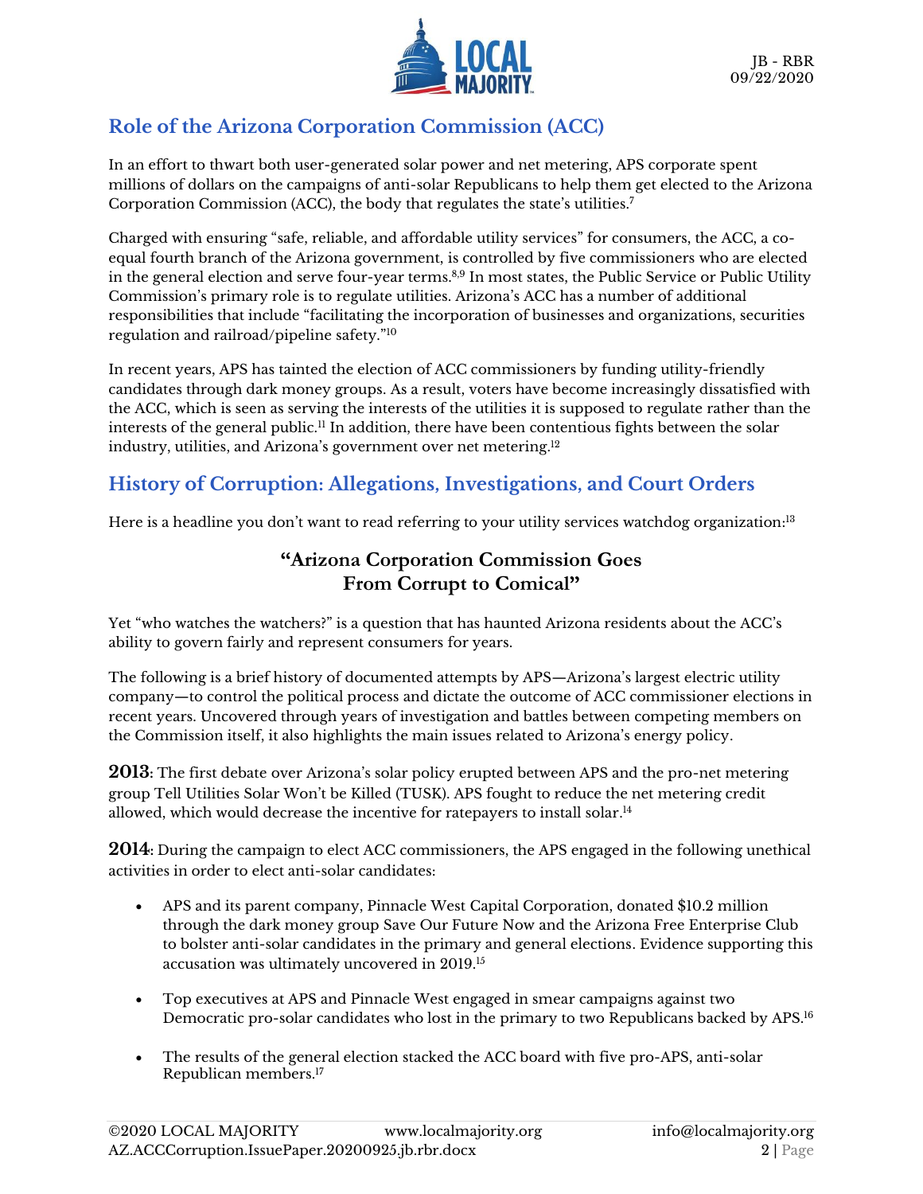## Role of the Arizona Corporation Commission (ACC)

In an effort to thwart both user-generated solar power and net metering, APS corporate spent millions of dollars on the campaigns of anti-solar Republicans to help them get elected to the Arizona Corporation Commission (ACC), the body that regulates the state's utilities.[7]

Charged with ensuring "safe, reliable, and affordable utility services" for consumers, the ACC, a co-equal fourth branch of the Arizona government, is controlled by five commissioners who are elected in the general election and serve four-year terms.[8,9] In most states, the Public Service or Public Utility Commission's primary role is to regulate utilities. Arizona's ACC has a number of additional responsibilities that include "facilitating the incorporation of businesses and organizations, securities regulation and railroad/pipeline safety."[10]

In recent years, APS has tainted the election of ACC commissioners by funding utility-friendly candidates through dark money groups. As a result, voters have become increasingly dissatisfied with the ACC, which is seen as serving the interests of the utilities it is supposed to regulate rather than the interests of the general public.[11] In addition, there have been contentious fights between the solar industry, utilities, and Arizona's government over net metering.[12]

## History of Corruption: Allegations, Investigations, and Court Orders

Here is a headline you don't want to read referring to your utility services watchdog organization:[13]

### "Arizona Corporation Commission Goes From Corrupt to Comical"

Yet "who watches the watchers?" is a question that has haunted Arizona residents about the ACC's ability to govern fairly and represent consumers for years.

The following is a brief history of documented attempts by APS—Arizona's largest electric utility company—to control the political process and dictate the outcome of ACC commissioner elections in recent years. Uncovered through years of investigation and battles between competing members on the Commission itself, it also highlights the main issues related to Arizona's energy policy.

**2013**: The first debate over Arizona's solar policy erupted between APS and the pro-net metering group Tell Utilities Solar Won't be Killed (TUSK). APS fought to reduce the net metering credit allowed, which would decrease the incentive for ratepayers to install solar.[14]

**2014**: During the campaign to elect ACC commissioners, the APS engaged in the following unethical activities in order to elect anti-solar candidates:

- APS and its parent company, Pinnacle West Capital Corporation, donated $10.2 million through the dark money group Save Our Future Now and the Arizona Free Enterprise Club to bolster anti-solar candidates in the primary and general elections. Evidence supporting this accusation was ultimately uncovered in 2019.[15]
- Top executives at APS and Pinnacle West engaged in smear campaigns against two Democratic pro-solar candidates who lost in the primary to two Republicans backed by APS.[16]
- The results of the general election stacked the ACC board with five pro-APS, anti-solar Republican members.[17]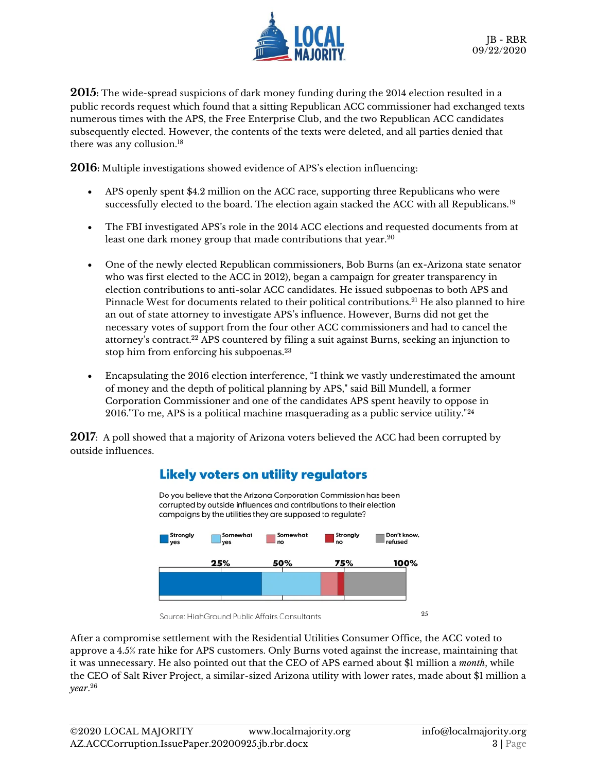**2015**: The wide-spread suspicions of dark money funding during the 2014 election resulted in a public records request which found that a sitting Republican ACC commissioner had exchanged texts numerous times with the APS, the Free Enterprise Club, and the two Republican ACC candidates subsequently elected. However, the contents of the texts were deleted, and all parties denied that there was any collusion.[18]

**2016**: Multiple investigations showed evidence of APS's election influencing:

- APS openly spent $4.2 million on the ACC race, supporting three Republicans who were successfully elected to the board. The election again stacked the ACC with all Republicans.[19]

- The FBI investigated APS's role in the 2014 ACC elections and requested documents from at least one dark money group that made contributions that year.[20]

- One of the newly elected Republican commissioners, Bob Burns (an ex-Arizona state senator who was first elected to the ACC in 2012), began a campaign for greater transparency in election contributions to anti-solar ACC candidates. He issued subpoenas to both APS and Pinnacle West for documents related to their political contributions.[21] He also planned to hire an out of state attorney to investigate APS's influence. However, Burns did not get the necessary votes of support from the four other ACC commissioners and had to cancel the attorney's contract.[22] APS countered by filing a suit against Burns, seeking an injunction to stop him from enforcing his subpoenas.[23]

- Encapsulating the 2016 election interference, "I think we vastly underestimated the amount of money and the depth of political planning by APS," said Bill Mundell, a former Corporation Commissioner and one of the candidates APS spent heavily to oppose in 2016."To me, APS is a political machine masquerading as a public service utility."[24]

**2017**: A poll showed that a majority of Arizona voters believed the ACC had been corrupted by outside influences.

**Likely voters on utility regulators**

Do you believe that the Arizona Corporation Commission has been corrupted by outside influences and contributions to their election campaigns by the utilities they are supposed to regulate?

Legend: Strongly yes | Somewhat yes | Somewhat no | Strongly no | Don't know, refused

Axis: 25% | 50% | 75% | 100%

Source: HighGround Public Affairs Consultants [25]

After a compromise settlement with the Residential Utilities Consumer Office, the ACC voted to approve a 4.5% rate hike for APS customers. Only Burns voted against the increase, maintaining that it was unnecessary. He also pointed out that the CEO of APS earned about $1 million a *month*, while the CEO of Salt River Project, a similar-sized Arizona utility with lower rates, made about $1 million a *year*.[26]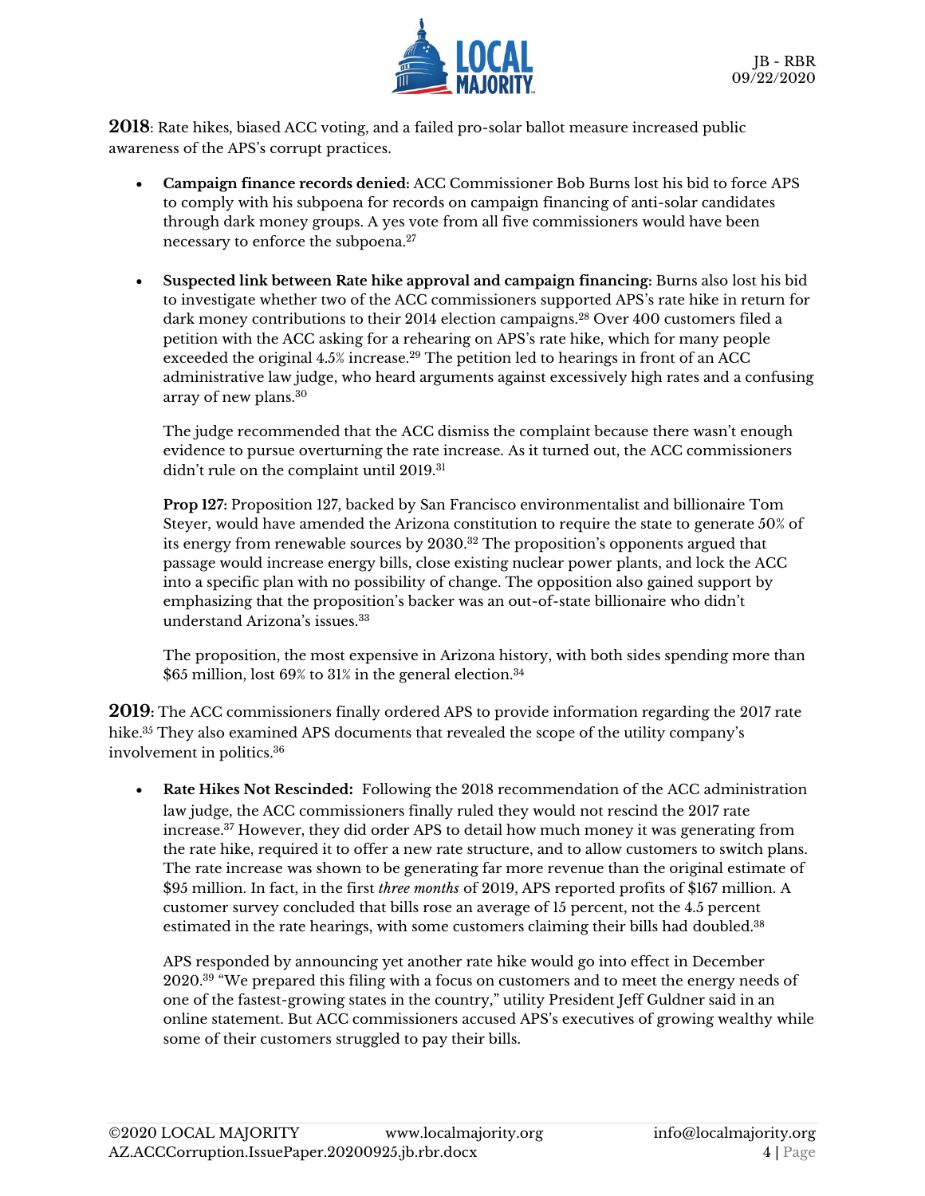**2018**: Rate hikes, biased ACC voting, and a failed pro-solar ballot measure increased public awareness of the APS's corrupt practices.

- **Campaign finance records denied:** ACC Commissioner Bob Burns lost his bid to force APS to comply with his subpoena for records on campaign financing of anti-solar candidates through dark money groups. A yes vote from all five commissioners would have been necessary to enforce the subpoena.[27]

- **Suspected link between Rate hike approval and campaign financing:** Burns also lost his bid to investigate whether two of the ACC commissioners supported APS's rate hike in return for dark money contributions to their 2014 election campaigns.[28] Over 400 customers filed a petition with the ACC asking for a rehearing on APS's rate hike, which for many people exceeded the original 4.5% increase.[29] The petition led to hearings in front of an ACC administrative law judge, who heard arguments against excessively high rates and a confusing array of new plans.[30]

  The judge recommended that the ACC dismiss the complaint because there wasn't enough evidence to pursue overturning the rate increase. As it turned out, the ACC commissioners didn't rule on the complaint until 2019.[31]

  **Prop 127:** Proposition 127, backed by San Francisco environmentalist and billionaire Tom Steyer, would have amended the Arizona constitution to require the state to generate 50% of its energy from renewable sources by 2030.[32] The proposition's opponents argued that passage would increase energy bills, close existing nuclear power plants, and lock the ACC into a specific plan with no possibility of change. The opposition also gained support by emphasizing that the proposition's backer was an out-of-state billionaire who didn't understand Arizona's issues.[33]

  The proposition, the most expensive in Arizona history, with both sides spending more than $65 million, lost 69% to 31% in the general election.[34]

**2019**: The ACC commissioners finally ordered APS to provide information regarding the 2017 rate hike.[35] They also examined APS documents that revealed the scope of the utility company's involvement in politics.[36]

- **Rate Hikes Not Rescinded:** Following the 2018 recommendation of the ACC administration law judge, the ACC commissioners finally ruled they would not rescind the 2017 rate increase.[37] However, they did order APS to detail how much money it was generating from the rate hike, required it to offer a new rate structure, and to allow customers to switch plans. The rate increase was shown to be generating far more revenue than the original estimate of $95 million. In fact, in the first *three months* of 2019, APS reported profits of $167 million. A customer survey concluded that bills rose an average of 15 percent, not the 4.5 percent estimated in the rate hearings, with some customers claiming their bills had doubled.[38]

  APS responded by announcing yet another rate hike would go into effect in December 2020.[39] "We prepared this filing with a focus on customers and to meet the energy needs of one of the fastest-growing states in the country," utility President Jeff Guldner said in an online statement. But ACC commissioners accused APS's executives of growing wealthy while some of their customers struggled to pay their bills.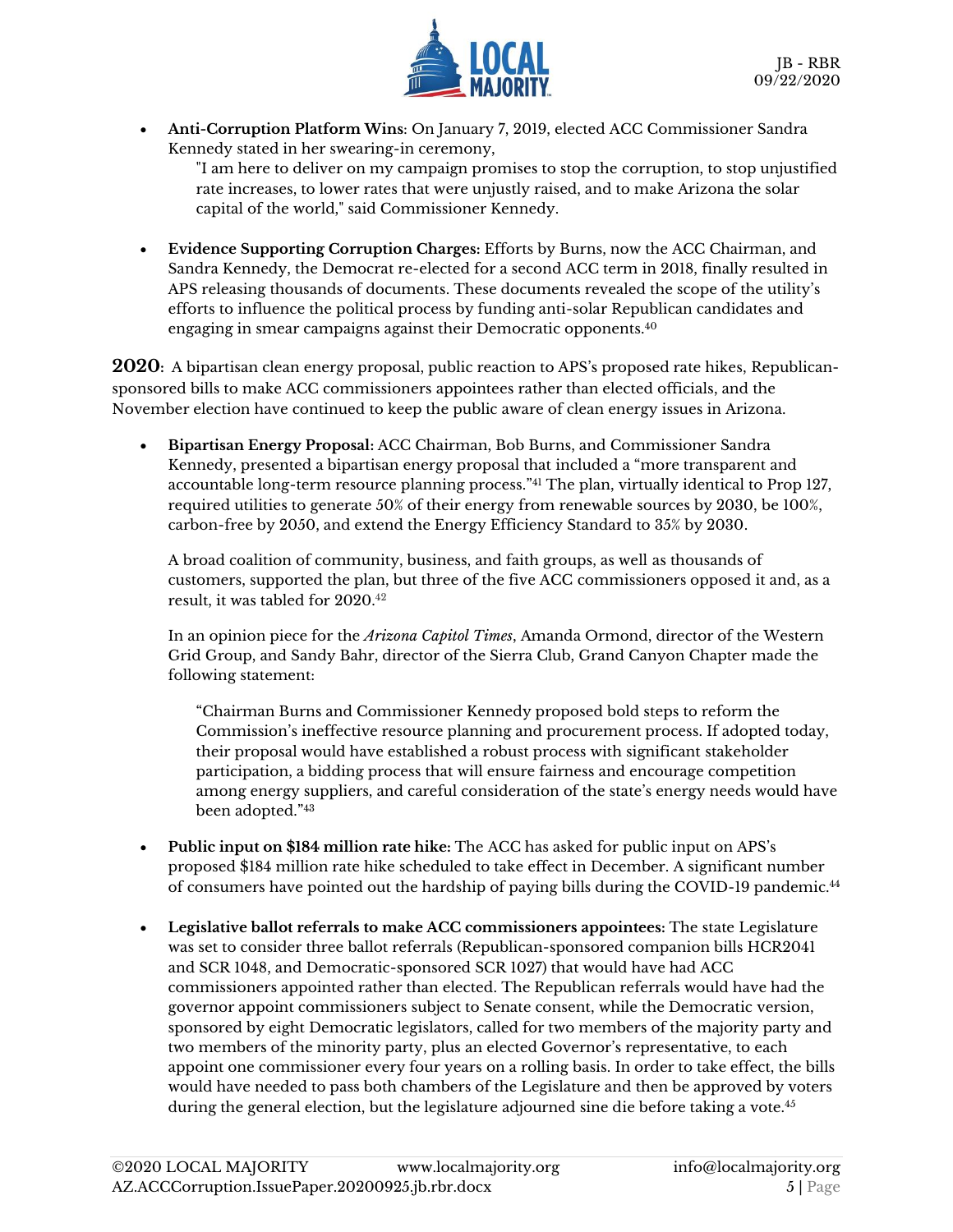- **Anti-Corruption Platform Wins**: On January 7, 2019, elected ACC Commissioner Sandra Kennedy stated in her swearing-in ceremony,

  "I am here to deliver on my campaign promises to stop the corruption, to stop unjustified rate increases, to lower rates that were unjustly raised, and to make Arizona the solar capital of the world," said Commissioner Kennedy.

- **Evidence Supporting Corruption Charges:** Efforts by Burns, now the ACC Chairman, and Sandra Kennedy, the Democrat re-elected for a second ACC term in 2018, finally resulted in APS releasing thousands of documents. These documents revealed the scope of the utility's efforts to influence the political process by funding anti-solar Republican candidates and engaging in smear campaigns against their Democratic opponents.[40]

**2020**: A bipartisan clean energy proposal, public reaction to APS's proposed rate hikes, Republican-sponsored bills to make ACC commissioners appointees rather than elected officials, and the November election have continued to keep the public aware of clean energy issues in Arizona.

- **Bipartisan Energy Proposal:** ACC Chairman, Bob Burns, and Commissioner Sandra Kennedy, presented a bipartisan energy proposal that included a "more transparent and accountable long-term resource planning process."[41] The plan, virtually identical to Prop 127, required utilities to generate 50% of their energy from renewable sources by 2030, be 100%, carbon-free by 2050, and extend the Energy Efficiency Standard to 35% by 2030.

  A broad coalition of community, business, and faith groups, as well as thousands of customers, supported the plan, but three of the five ACC commissioners opposed it and, as a result, it was tabled for 2020.[42]

  In an opinion piece for the *Arizona Capitol Times*, Amanda Ormond, director of the Western Grid Group, and Sandy Bahr, director of the Sierra Club, Grand Canyon Chapter made the following statement:

  "Chairman Burns and Commissioner Kennedy proposed bold steps to reform the Commission's ineffective resource planning and procurement process. If adopted today, their proposal would have established a robust process with significant stakeholder participation, a bidding process that will ensure fairness and encourage competition among energy suppliers, and careful consideration of the state's energy needs would have been adopted."[43]

- **Public input on $184 million rate hike:** The ACC has asked for public input on APS's proposed $184 million rate hike scheduled to take effect in December. A significant number of consumers have pointed out the hardship of paying bills during the COVID-19 pandemic.[44]

- **Legislative ballot referrals to make ACC commissioners appointees:** The state Legislature was set to consider three ballot referrals (Republican-sponsored companion bills HCR2041 and SCR 1048, and Democratic-sponsored SCR 1027) that would have had ACC commissioners appointed rather than elected. The Republican referrals would have had the governor appoint commissioners subject to Senate consent, while the Democratic version, sponsored by eight Democratic legislators, called for two members of the majority party and two members of the minority party, plus an elected Governor's representative, to each appoint one commissioner every four years on a rolling basis. In order to take effect, the bills would have needed to pass both chambers of the Legislature and then be approved by voters during the general election, but the legislature adjourned sine die before taking a vote.[45]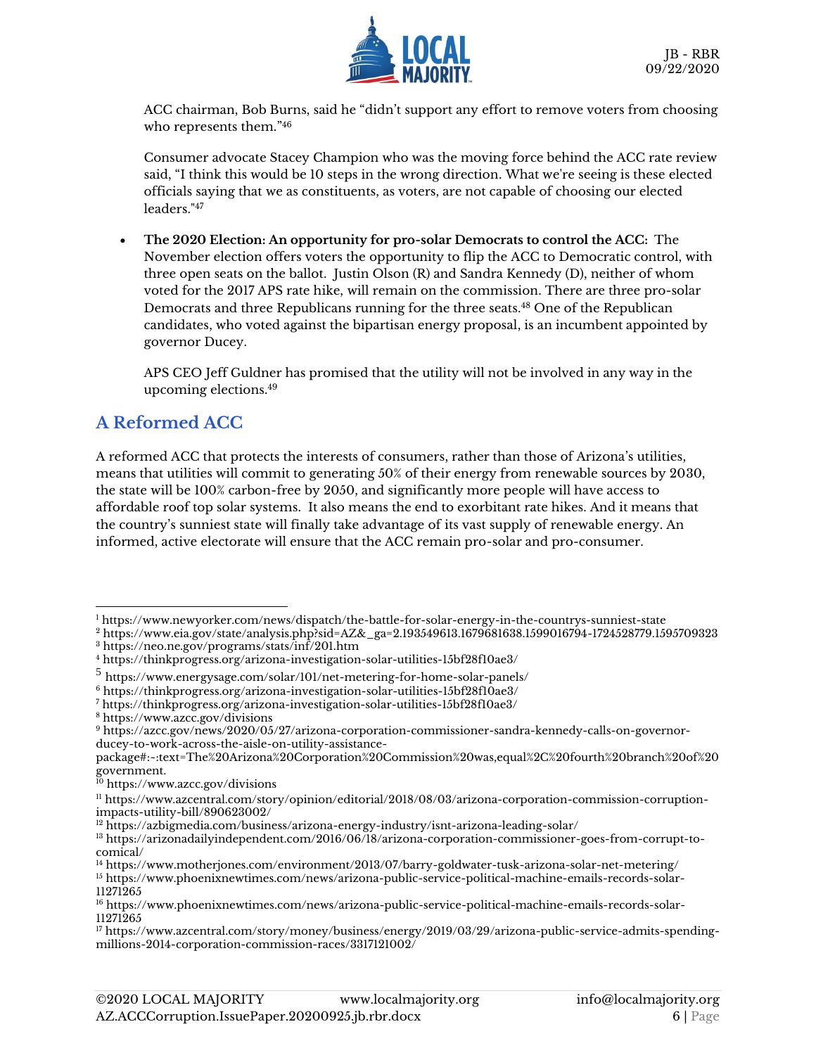ACC chairman, Bob Burns, said he "didn't support any effort to remove voters from choosing who represents them."[46]

Consumer advocate Stacey Champion who was the moving force behind the ACC rate review said, "I think this would be 10 steps in the wrong direction. What we're seeing is these elected officials saying that we as constituents, as voters, are not capable of choosing our elected leaders."[47]

- **The 2020 Election: An opportunity for pro-solar Democrats to control the ACC:** The November election offers voters the opportunity to flip the ACC to Democratic control, with three open seats on the ballot. Justin Olson (R) and Sandra Kennedy (D), neither of whom voted for the 2017 APS rate hike, will remain on the commission. There are three pro-solar Democrats and three Republicans running for the three seats.[48] One of the Republican candidates, who voted against the bipartisan energy proposal, is an incumbent appointed by governor Ducey.

  APS CEO Jeff Guldner has promised that the utility will not be involved in any way in the upcoming elections.[49]

## A Reformed ACC

A reformed ACC that protects the interests of consumers, rather than those of Arizona's utilities, means that utilities will commit to generating 50% of their energy from renewable sources by 2030, the state will be 100% carbon-free by 2050, and significantly more people will have access to affordable roof top solar systems. It also means the end to exorbitant rate hikes. And it means that the country's sunniest state will finally take advantage of its vast supply of renewable energy. An informed, active electorate will ensure that the ACC remain pro-solar and pro-consumer.

---

[1] https://www.newyorker.com/news/dispatch/the-battle-for-solar-energy-in-the-countrys-sunniest-state
[2] https://www.eia.gov/state/analysis.php?sid=AZ&_ga=2.193549613.1679681638.1599016794-1724528779.1595709323
[3] https://neo.ne.gov/programs/stats/inf/201.htm
[4] https://thinkprogress.org/arizona-investigation-solar-utilities-15bf28f10ae3/
[5] https://www.energysage.com/solar/101/net-metering-for-home-solar-panels/
[6] https://thinkprogress.org/arizona-investigation-solar-utilities-15bf28f10ae3/
[7] https://thinkprogress.org/arizona-investigation-solar-utilities-15bf28f10ae3/
[8] https://www.azcc.gov/divisions
[9] https://azcc.gov/news/2020/05/27/arizona-corporation-commissioner-sandra-kennedy-calls-on-governor-ducey-to-work-across-the-aisle-on-utility-assistance-package#:~:text=The%20Arizona%20Corporation%20Commission%20was,equal%2C%20fourth%20branch%20of%20government.
[10] https://www.azcc.gov/divisions
[11] https://www.azcentral.com/story/opinion/editorial/2018/08/03/arizona-corporation-commission-corruption-impacts-utility-bill/890623002/
[12] https://azbigmedia.com/business/arizona-energy-industry/isnt-arizona-leading-solar/
[13] https://arizonadailyindependent.com/2016/06/18/arizona-corporation-commissioner-goes-from-corrupt-to-comical/
[14] https://www.motherjones.com/environment/2013/07/barry-goldwater-tusk-arizona-solar-net-metering/
[15] https://www.phoenixnewtimes.com/news/arizona-public-service-political-machine-emails-records-solar-11271265
[16] https://www.phoenixnewtimes.com/news/arizona-public-service-political-machine-emails-records-solar-11271265
[17] https://www.azcentral.com/story/money/business/energy/2019/03/29/arizona-public-service-admits-spending-millions-2014-corporation-commission-races/3317121002/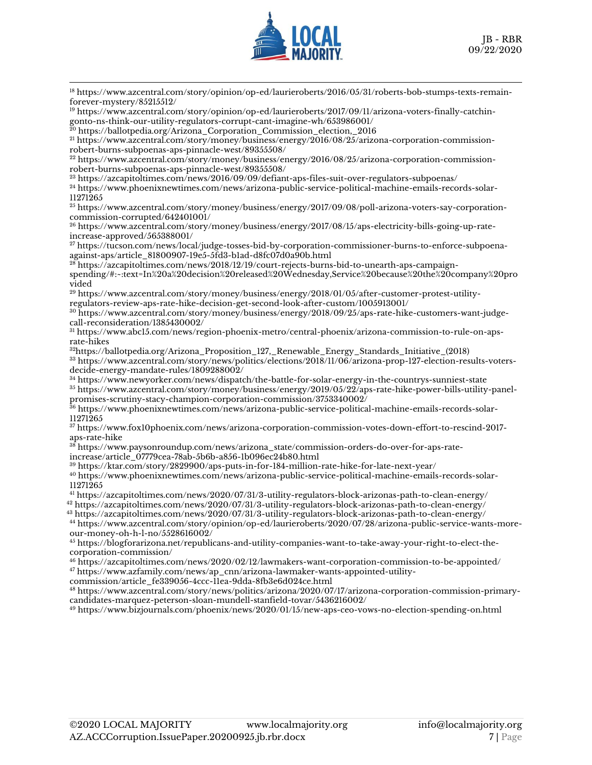[18] https://www.azcentral.com/story/opinion/op-ed/laurieroberts/2016/05/31/roberts-bob-stumps-texts-remain-forever-mystery/85215512/

[19] https://www.azcentral.com/story/opinion/op-ed/laurieroberts/2017/09/11/arizona-voters-finally-catchin-gonto-ns-think-our-utility-regulators-corrupt-cant-imagine-wh/653986001/

[20] https://ballotpedia.org/Arizona_Corporation_Commission_election,_2016

[21] https://www.azcentral.com/story/money/business/energy/2016/08/25/arizona-corporation-commission-robert-burns-subpoenas-aps-pinnacle-west/89355508/

[22] https://www.azcentral.com/story/money/business/energy/2016/08/25/arizona-corporation-commission-robert-burns-subpoenas-aps-pinnacle-west/89355508/

[23] https://azcapitoltimes.com/news/2016/09/09/defiant-aps-files-suit-over-regulators-subpoenas/

[24] https://www.phoenixnewtimes.com/news/arizona-public-service-political-machine-emails-records-solar-11271265

[25] https://www.azcentral.com/story/money/business/energy/2017/09/08/poll-arizona-voters-say-corporation-commission-corrupted/642401001/

[26] https://www.azcentral.com/story/money/business/energy/2017/08/15/aps-electricity-bills-going-up-rate-increase-approved/565388001/

[27] https://tucson.com/news/local/judge-tosses-bid-by-corporation-commissioner-burns-to-enforce-subpoena-against-aps/article_81800907-19e5-5fd3-b1ad-d8fc07d0a90b.html

[28] https://azcapitoltimes.com/news/2018/12/19/court-rejects-burns-bid-to-unearth-aps-campaign-spending/#:~:text=In%20a%20decision%20released%20Wednesday,Service%20because%20the%20company%20provided

[29] https://www.azcentral.com/story/money/business/energy/2018/01/05/after-customer-protest-utility-regulators-review-aps-rate-hike-decision-get-second-look-after-custom/1005913001/

[30] https://www.azcentral.com/story/money/business/energy/2018/09/25/aps-rate-hike-customers-want-judge-call-reconsideration/1385430002/

[31] https://www.abc15.com/news/region-phoenix-metro/central-phoenix/arizona-commission-to-rule-on-aps-rate-hikes

[32] https://ballotpedia.org/Arizona_Proposition_127,_Renewable_Energy_Standards_Initiative_(2018)

[33] https://www.azcentral.com/story/news/politics/elections/2018/11/06/arizona-prop-127-election-results-voters-decide-energy-mandate-rules/1809288002/

[34] https://www.newyorker.com/news/dispatch/the-battle-for-solar-energy-in-the-countrys-sunniest-state

[35] https://www.azcentral.com/story/money/business/energy/2019/05/22/aps-rate-hike-power-bills-utility-panel-promises-scrutiny-stacy-champion-corporation-commission/3753340002/

[36] https://www.phoenixnewtimes.com/news/arizona-public-service-political-machine-emails-records-solar-11271265

[37] https://www.fox10phoenix.com/news/arizona-corporation-commission-votes-down-effort-to-rescind-2017-aps-rate-hike

[38] https://www.paysonroundup.com/news/arizona_state/commission-orders-do-over-for-aps-rate-increase/article_07779cea-78ab-5b6b-a856-1b096ec24b80.html

[39] https://ktar.com/story/2829900/aps-puts-in-for-184-million-rate-hike-for-late-next-year/

[40] https://www.phoenixnewtimes.com/news/arizona-public-service-political-machine-emails-records-solar-11271265

[41] https://azcapitoltimes.com/news/2020/07/31/3-utility-regulators-block-arizonas-path-to-clean-energy/

[42] https://azcapitoltimes.com/news/2020/07/31/3-utility-regulators-block-arizonas-path-to-clean-energy/

[43] https://azcapitoltimes.com/news/2020/07/31/3-utility-regulators-block-arizonas-path-to-clean-energy/

[44] https://www.azcentral.com/story/opinion/op-ed/laurieroberts/2020/07/28/arizona-public-service-wants-more-our-money-oh-h-l-no/5528616002/

[45] https://blogforarizona.net/republicans-and-utility-companies-want-to-take-away-your-right-to-elect-the-corporation-commission/

[46] https://azcapitoltimes.com/news/2020/02/12/lawmakers-want-corporation-commission-to-be-appointed/

[47] https://www.azfamily.com/news/ap_cnn/arizona-lawmaker-wants-appointed-utility-commission/article_fe339056-4ccc-11ea-9dda-8fb3e6d024ce.html

[48] https://www.azcentral.com/story/news/politics/arizona/2020/07/17/arizona-corporation-commission-primary-candidates-marquez-peterson-sloan-mundell-stanfield-tovar/5436216002/

[49] https://www.bizjournals.com/phoenix/news/2020/01/15/new-aps-ceo-vows-no-election-spending-on.html